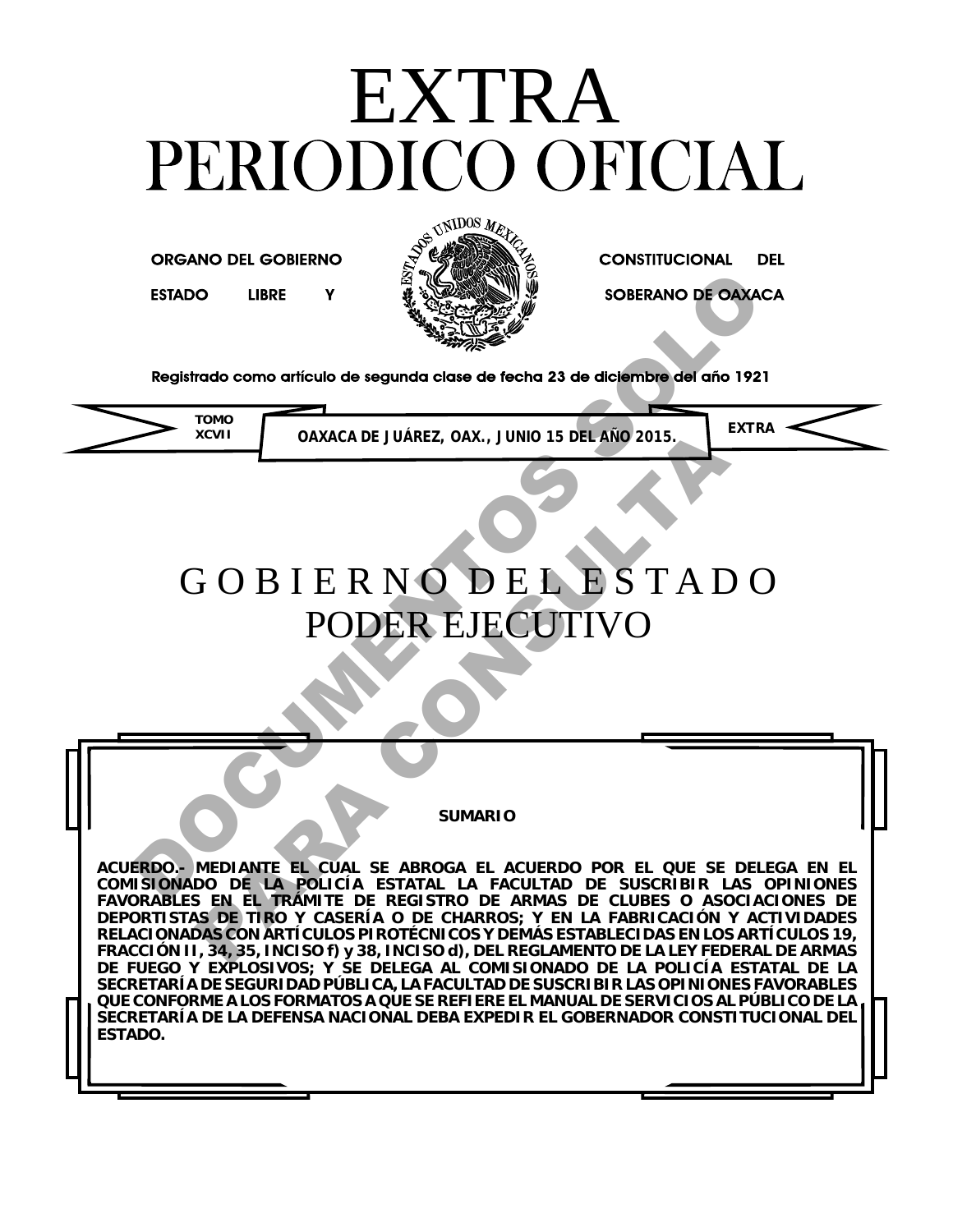# EXTRA
# PERIODICO OFICIAL

ORGANO DEL GOBIERNO CONSTITUCIONAL DEL ESTADO LIBRE Y SOBERANO DE OAXACA

Registrado como artículo de segunda clase de fecha 23 de diciembre del año 1921

TOMO XCVII — OAXACA DE JUÁREZ, OAX., JUNIO 15 DEL AÑO 2015. — EXTRA

## G O B I E R N O D E L E S T A D O
## PODER EJECUTIVO

**SUMARIO**

**ACUERDO.- MEDIANTE EL CUAL SE ABROGA EL ACUERDO POR EL QUE SE DELEGA EN EL COMISIONADO DE LA POLICÍA ESTATAL LA FACULTAD DE SUSCRIBIR LAS OPINIONES FAVORABLES EN EL TRÁMITE DE REGISTRO DE ARMAS DE CLUBES O ASOCIACIONES DE DEPORTISTAS DE TIRO Y CASERÍA O DE CHARROS; Y EN LA FABRICACIÓN Y ACTIVIDADES RELACIONADAS CON ARTÍCULOS PIROTÉCNICOS Y DEMÁS ESTABLECIDAS EN LOS ARTÍCULOS 19, FRACCIÓN II, 34, 35, INCISO f) y 38, INCISO d), DEL REGLAMENTO DE LA LEY FEDERAL DE ARMAS DE FUEGO Y EXPLOSIVOS; Y SE DELEGA AL COMISIONADO DE LA POLICÍA ESTATAL DE LA SECRETARÍA DE SEGURIDAD PÚBLICA, LA FACULTAD DE SUSCRIBIR LAS OPINIONES FAVORABLES QUE CONFORME A LOS FORMATOS A QUE SE REFIERE EL MANUAL DE SERVICIOS AL PÚBLICO DE LA SECRETARÍA DE LA DEFENSA NACIONAL DEBA EXPEDIR EL GOBERNADOR CONSTITUCIONAL DEL ESTADO.**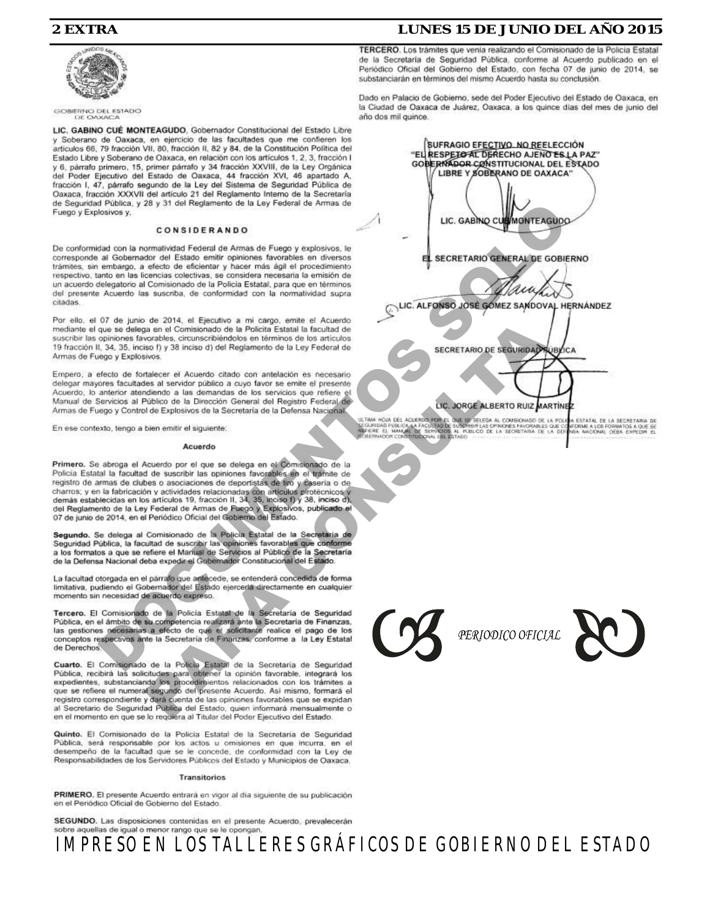GOBIERNO DEL ESTADO DE OAXACA

**LIC. GABINO CUÉ MONTEAGUDO**, Gobernador Constitucional del Estado Libre y Soberano de Oaxaca, en ejercicio de las facultades que me confieren los artículos 66, 79 fracción VII, 80, fracción II, 82 y 84, de la Constitución Política del Estado Libre y Soberano de Oaxaca, en relación con los artículos 1, 2, 3, fracción I y 6, párrafo primero, 15, primer párrafo y 34 fracción XXVIII, de la Ley Orgánica del Poder Ejecutivo del Estado de Oaxaca, 44 fracción XVI, 46 apartado A, fracción I, 47, párrafo segundo de la Ley del Sistema de Seguridad Pública de Oaxaca, fracción XXXVII del artículo 21 del Reglamento Interno de la Secretaría de Seguridad Pública, y 28 y 31 del Reglamento de la Ley Federal de Armas de Fuego y Explosivos y,

## CONSIDERANDO

De conformidad con la normatividad Federal de Armas de Fuego y explosivos, le corresponde al Gobernador del Estado emitir opiniones favorables en diversos trámites, sin embargo, a efecto de eficientar y hacer más ágil el procedimiento respectivo, tanto en las licencias colectivas, se considera necesaria la emisión de un acuerdo delegatorio al Comisionado de la Policía Estatal, para que en términos del presente Acuerdo las suscriba, de conformidad con la normatividad supra citadas.

Por ello, el 07 de junio de 2014, el Ejecutivo a mi cargo, emite el Acuerdo mediante el que se delega en el Comisionado de la Policía Estatal la facultad de suscribir las opiniones favorables, circunscribiéndolos en términos de los artículos 19 fracción II, 34, 35, inciso f) y 38 inciso d) del Reglamento de la Ley Federal de Armas de Fuego y Explosivos.

Empero, a efecto de fortalecer el Acuerdo citado con antelación es necesario delegar mayores facultades al servidor público a cuyo favor se emite el presente Acuerdo, lo anterior atendiendo a las demandas de los servicios que refiere el Manual de Servicios al Público de la Dirección General del Registro Federal de Armas de Fuego y Control de Explosivos de la Secretaría de la Defensa Nacional.

En ese contexto, tengo a bien emitir el siguiente:

### Acuerdo

**Primero.** Se abroga el Acuerdo por el que se delega en el Comisionado de la Policía Estatal la facultad de suscribir las opiniones favorables en el trámite de registro de armas de clubes o asociaciones de deportistas de tiro y cacería o de charros; y en la fabricación y actividades relacionadas con artículos pirotécnicos y demás establecidas en los artículos 19, fracción II, 34, 35, inciso f) y 38, inciso d), del Reglamento de la Ley Federal de Armas de Fuego y Explosivos, publicado el 07 de junio de 2014, en el Periódico Oficial del Gobierno del Estado.

**Segundo.** Se delega al Comisionado de la Policía Estatal de la Secretaría de Seguridad Pública, la facultad de suscribir las opiniones favorables que conforme a los formatos a que se refiere el Manual de Servicios al Público de la Secretaría de la Defensa Nacional deba expedir el Gobernador Constitucional del Estado.

La facultad otorgada en el párrafo que antecede, se entenderá concedida de forma limitativa, pudiendo el Gobernador del Estado ejercerla directamente en cualquier momento sin necesidad de acuerdo expreso.

**Tercero.** El Comisionado de la Policía Estatal de la Secretaría de Seguridad Pública, en el ámbito de su competencia realizará ante la Secretaría de Finanzas, las gestiones necesarias a efecto de que el solicitante realice el pago de los conceptos respectivos ante la Secretaría de Finanzas, conforme a la **Ley Estatal de Derechos**.

**Cuarto.** El Comisionado de la Policía Estatal de la Secretaría de Seguridad Pública, recibirá las solicitudes para obtener la opinión favorable, integrará los expedientes, substanciando los procedimientos relacionados con los trámites a que se refiere el numeral segundo del presente Acuerdo. Así mismo, formará el registro correspondiente y dará cuenta de las opiniones favorables que se expidan al Secretario de Seguridad Pública del Estado, quien informará mensualmente o en el momento en que se lo requiera al Titular del Poder Ejecutivo del Estado.

**Quinto.** El Comisionado de la Policía Estatal de la Secretaría de Seguridad Pública, será responsable por los actos u omisiones en que incurra, en el desempeño de la facultad que se le concede, de conformidad con la Ley de Responsabilidades de los Servidores Públicos del Estado y Municipios de Oaxaca.

### Transitorios

**PRIMERO.** El presente Acuerdo entrará en vigor al día siguiente de su publicación en el Periódico Oficial de Gobierno del Estado.

**SEGUNDO.** Las disposiciones contenidas en el presente Acuerdo, prevalecerán sobre aquellas de igual o menor rango que se le opongan.

**TERCERO.** Los trámites que venía realizando el Comisionado de la Policía Estatal de la Secretaría de Seguridad Pública, conforme al Acuerdo publicado en el Periódico Oficial del Gobierno del Estado, con fecha 07 de junio de 2014, se substanciarán en términos del mismo Acuerdo hasta su conclusión.

Dado en Palacio de Gobierno, sede del Poder Ejecutivo del Estado de Oaxaca, en la Ciudad de Oaxaca de Juárez, Oaxaca, a los quince días del mes de junio del año dos mil quince.

**SUFRAGIO EFECTIVO. NO REELECCIÓN**
**"EL RESPETO AL DERECHO AJENO ES LA PAZ"**
**GOBERNADOR CONSTITUCIONAL DEL ESTADO LIBRE Y SOBERANO DE OAXACA"**

**LIC. GABINO CUÉ MONTEAGUDO**

**EL SECRETARIO GENERAL DE GOBIERNO**

**LIC. ALFONSO JOSÉ GÓMEZ SANDOVAL HERNÁNDEZ**

**SECRETARIO DE SEGURIDAD PÚBLICA**

**LIC. JORGE ALBERTO RUIZ MARTÍNEZ**

ULTIMA HOJA DEL ACUERDO POR EL QUE SE DELEGA AL COMISIONADO DE LA POLICÍA ESTATAL DE LA SECRETARÍA DE SEGURIDAD PÚBLICA LA FACULTAD DE SUSCRIBIR LAS OPINIONES FAVORABLES QUE CONFORME A LOS FORMATOS A QUE SE REFIERE EL MANUAL DE SERVICIOS AL PÚBLICO DE LA SECRETARÍA DE LA DEFENSA NACIONAL DEBA EXPEDIR EL GOBERNADOR CONSTITUCIONAL DEL ESTADO

DOCUMENTOS SOLO PARA CONSULTA

PERIODICO OFICIAL

IMPRESO EN LOS TALLERES GRÁFICOS DE GOBIERNO DEL ESTADO